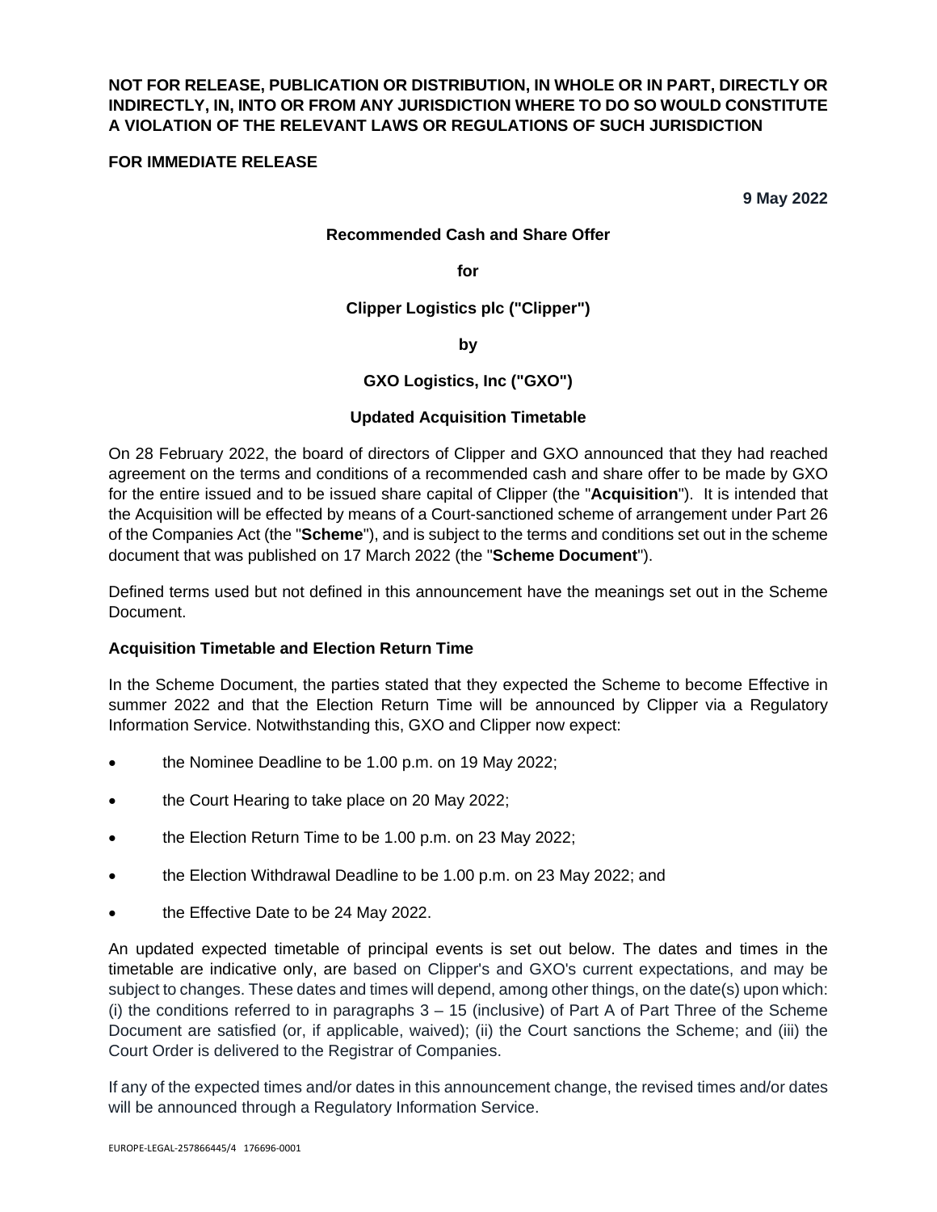**NOT FOR RELEASE, PUBLICATION OR DISTRIBUTION, IN WHOLE OR IN PART, DIRECTLY OR INDIRECTLY, IN, INTO OR FROM ANY JURISDICTION WHERE TO DO SO WOULD CONSTITUTE A VIOLATION OF THE RELEVANT LAWS OR REGULATIONS OF SUCH JURISDICTION**

**FOR IMMEDIATE RELEASE**

**9 May 2022**

**Recommended Cash and Share Offer**

**for**

**Clipper Logistics plc ("Clipper")**

**by**

**GXO Logistics, Inc ("GXO")**

**Updated Acquisition Timetable**

On 28 February 2022, the board of directors of Clipper and GXO announced that they had reached agreement on the terms and conditions of a recommended cash and share offer to be made by GXO for the entire issued and to be issued share capital of Clipper (the "**Acquisition**"). It is intended that the Acquisition will be effected by means of a Court-sanctioned scheme of arrangement under Part 26 of the Companies Act (the "**Scheme**"), and is subject to the terms and conditions set out in the scheme document that was published on 17 March 2022 (the "**Scheme Document**").

Defined terms used but not defined in this announcement have the meanings set out in the Scheme Document.

**Acquisition Timetable and Election Return Time**

In the Scheme Document, the parties stated that they expected the Scheme to become Effective in summer 2022 and that the Election Return Time will be announced by Clipper via a Regulatory Information Service. Notwithstanding this, GXO and Clipper now expect:

- the Nominee Deadline to be 1.00 p.m. on 19 May 2022;
- the Court Hearing to take place on 20 May 2022;
- the Election Return Time to be 1.00 p.m. on 23 May 2022;
- the Election Withdrawal Deadline to be 1.00 p.m. on 23 May 2022; and
- the Effective Date to be 24 May 2022.

An updated expected timetable of principal events is set out below. The dates and times in the timetable are indicative only, are based on Clipper's and GXO's current expectations, and may be subject to changes. These dates and times will depend, among other things, on the date(s) upon which: (i) the conditions referred to in paragraphs 3 – 15 (inclusive) of Part A of Part Three of the Scheme Document are satisfied (or, if applicable, waived); (ii) the Court sanctions the Scheme; and (iii) the Court Order is delivered to the Registrar of Companies.

If any of the expected times and/or dates in this announcement change, the revised times and/or dates will be announced through a Regulatory Information Service.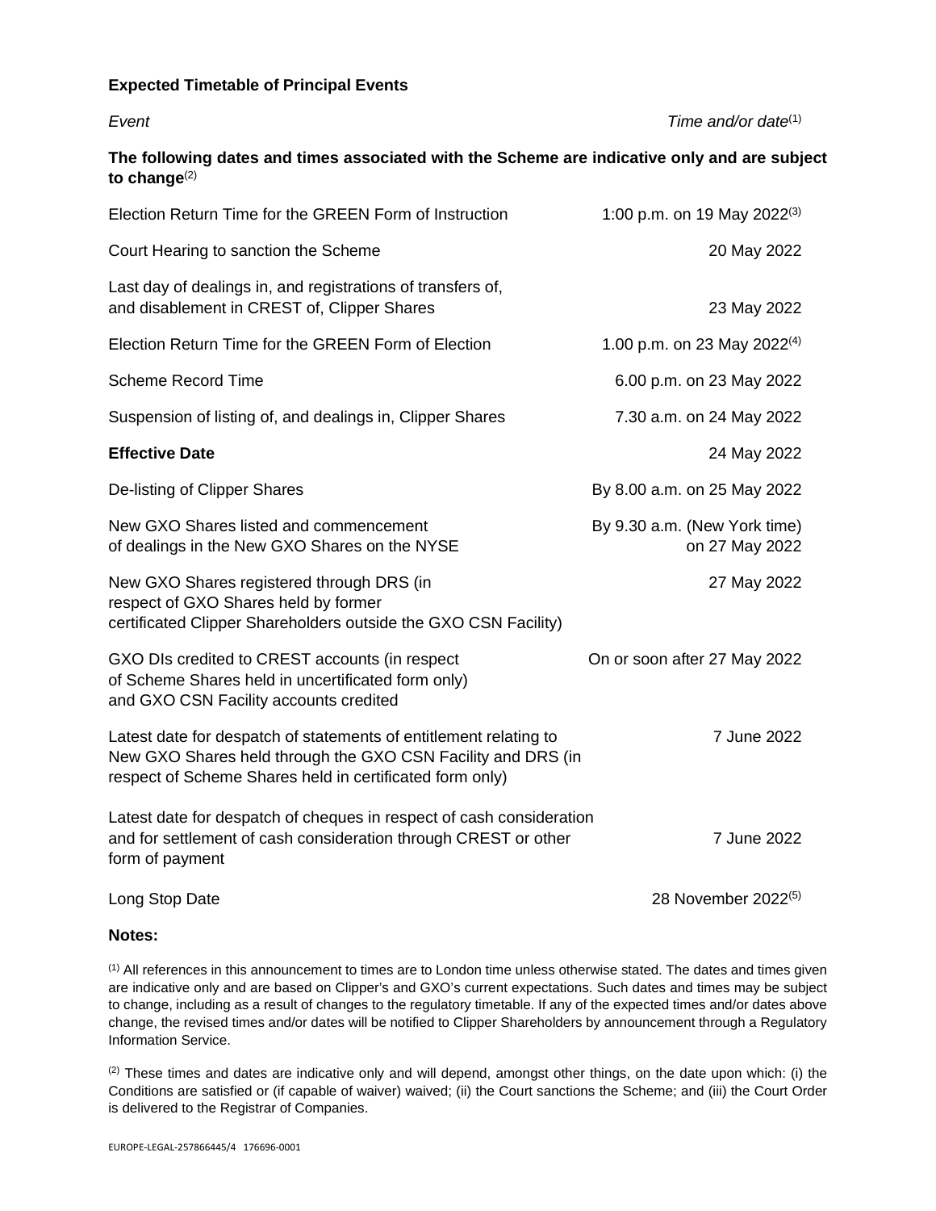**Expected Timetable of Principal Events**

| *Event* | *Time and/or date*[(1)] |
|---|---|
| **The following dates and times associated with the Scheme are indicative only and are subject to change**[(2)] | |
| Election Return Time for the GREEN Form of Instruction | 1:00 p.m. on 19 May 2022[(3)] |
| Court Hearing to sanction the Scheme | 20 May 2022 |
| Last day of dealings in, and registrations of transfers of, and disablement in CREST of, Clipper Shares | 23 May 2022 |
| Election Return Time for the GREEN Form of Election | 1.00 p.m. on 23 May 2022[(4)] |
| Scheme Record Time | 6.00 p.m. on 23 May 2022 |
| Suspension of listing of, and dealings in, Clipper Shares | 7.30 a.m. on 24 May 2022 |
| **Effective Date** | 24 May 2022 |
| De-listing of Clipper Shares | By 8.00 a.m. on 25 May 2022 |
| New GXO Shares listed and commencement of dealings in the New GXO Shares on the NYSE | By 9.30 a.m. (New York time) on 27 May 2022 |
| New GXO Shares registered through DRS (in respect of GXO Shares held by former certificated Clipper Shareholders outside the GXO CSN Facility) | 27 May 2022 |
| GXO DIs credited to CREST accounts (in respect of Scheme Shares held in uncertificated form only) and GXO CSN Facility accounts credited | On or soon after 27 May 2022 |
| Latest date for despatch of statements of entitlement relating to New GXO Shares held through the GXO CSN Facility and DRS (in respect of Scheme Shares held in certificated form only) | 7 June 2022 |
| Latest date for despatch of cheques in respect of cash consideration and for settlement of cash consideration through CREST or other form of payment | 7 June 2022 |
| Long Stop Date | 28 November 2022[(5)] |

**Notes:**

(1) All references in this announcement to times are to London time unless otherwise stated. The dates and times given are indicative only and are based on Clipper's and GXO's current expectations. Such dates and times may be subject to change, including as a result of changes to the regulatory timetable. If any of the expected times and/or dates above change, the revised times and/or dates will be notified to Clipper Shareholders by announcement through a Regulatory Information Service.

(2) These times and dates are indicative only and will depend, amongst other things, on the date upon which: (i) the Conditions are satisfied or (if capable of waiver) waived; (ii) the Court sanctions the Scheme; and (iii) the Court Order is delivered to the Registrar of Companies.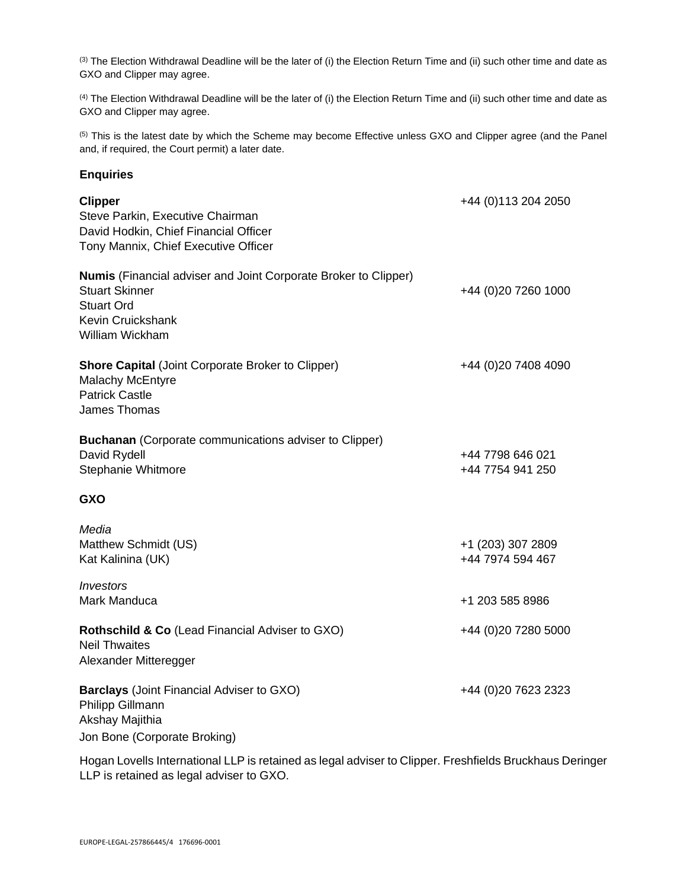[3] The Election Withdrawal Deadline will be the later of (i) the Election Return Time and (ii) such other time and date as GXO and Clipper may agree.

[4] The Election Withdrawal Deadline will be the later of (i) the Election Return Time and (ii) such other time and date as GXO and Clipper may agree.

[5] This is the latest date by which the Scheme may become Effective unless GXO and Clipper agree (and the Panel and, if required, the Court permit) a later date.

**Enquiries**

**Clipper** — +44 (0)113 204 2050
Steve Parkin, Executive Chairman
David Hodkin, Chief Financial Officer
Tony Mannix, Chief Executive Officer

**Numis** (Financial adviser and Joint Corporate Broker to Clipper) — +44 (0)20 7260 1000
Stuart Skinner
Stuart Ord
Kevin Cruickshank
William Wickham

**Shore Capital** (Joint Corporate Broker to Clipper) — +44 (0)20 7408 4090
Malachy McEntyre
Patrick Castle
James Thomas

**Buchanan** (Corporate communications adviser to Clipper)
David Rydell — +44 7798 646 021
Stephanie Whitmore — +44 7754 941 250

**GXO**

*Media*
Matthew Schmidt (US) — +1 (203) 307 2809
Kat Kalinina (UK) — +44 7974 594 467

*Investors*
Mark Manduca — +1 203 585 8986

**Rothschild & Co** (Lead Financial Adviser to GXO) — +44 (0)20 7280 5000
Neil Thwaites
Alexander Mitteregger

**Barclays** (Joint Financial Adviser to GXO) — +44 (0)20 7623 2323
Philipp Gillmann
Akshay Majithia
Jon Bone (Corporate Broking)

Hogan Lovells International LLP is retained as legal adviser to Clipper. Freshfields Bruckhaus Deringer LLP is retained as legal adviser to GXO.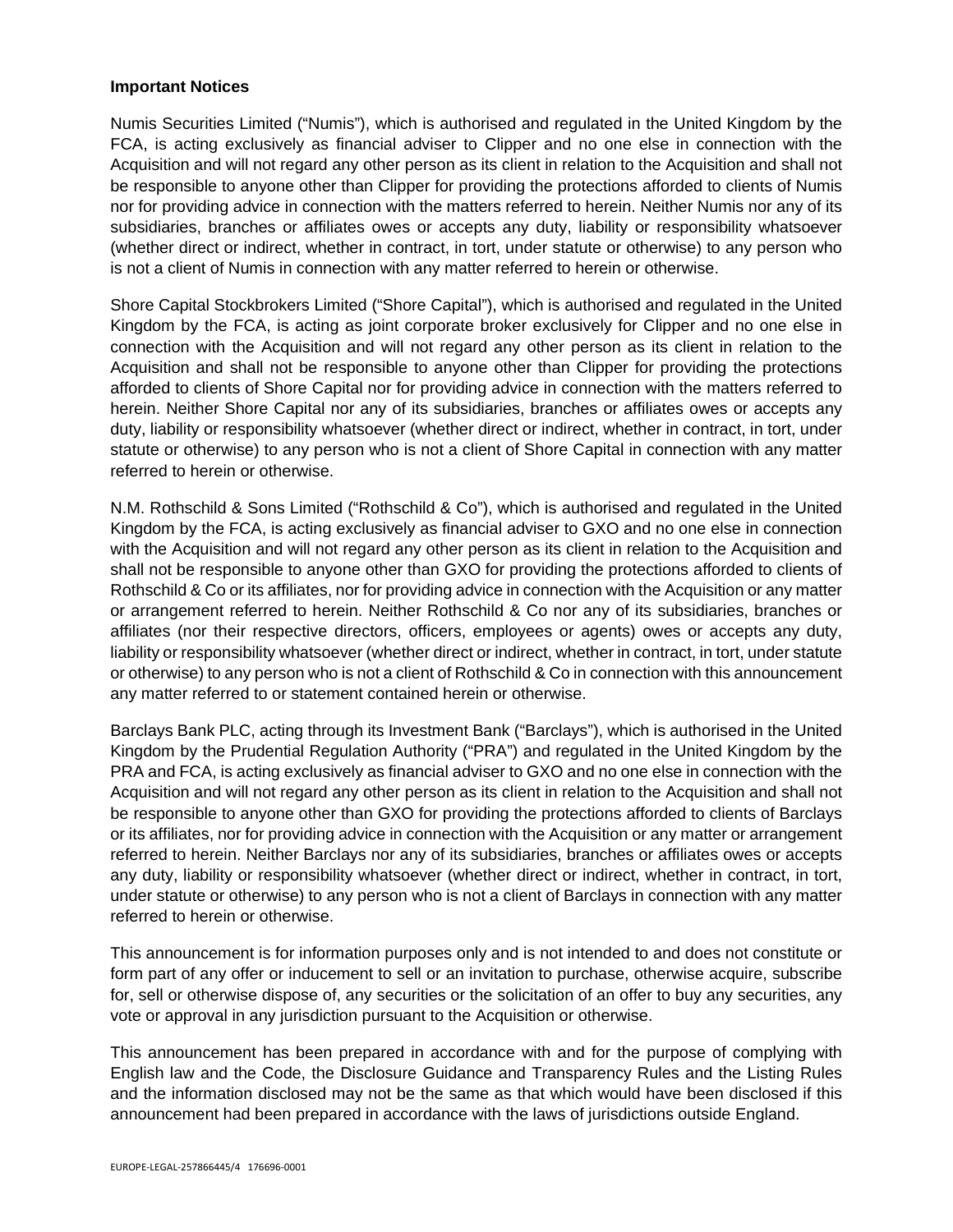**Important Notices**

Numis Securities Limited ("Numis"), which is authorised and regulated in the United Kingdom by the FCA, is acting exclusively as financial adviser to Clipper and no one else in connection with the Acquisition and will not regard any other person as its client in relation to the Acquisition and shall not be responsible to anyone other than Clipper for providing the protections afforded to clients of Numis nor for providing advice in connection with the matters referred to herein. Neither Numis nor any of its subsidiaries, branches or affiliates owes or accepts any duty, liability or responsibility whatsoever (whether direct or indirect, whether in contract, in tort, under statute or otherwise) to any person who is not a client of Numis in connection with any matter referred to herein or otherwise.

Shore Capital Stockbrokers Limited ("Shore Capital"), which is authorised and regulated in the United Kingdom by the FCA, is acting as joint corporate broker exclusively for Clipper and no one else in connection with the Acquisition and will not regard any other person as its client in relation to the Acquisition and shall not be responsible to anyone other than Clipper for providing the protections afforded to clients of Shore Capital nor for providing advice in connection with the matters referred to herein. Neither Shore Capital nor any of its subsidiaries, branches or affiliates owes or accepts any duty, liability or responsibility whatsoever (whether direct or indirect, whether in contract, in tort, under statute or otherwise) to any person who is not a client of Shore Capital in connection with any matter referred to herein or otherwise.

N.M. Rothschild & Sons Limited ("Rothschild & Co"), which is authorised and regulated in the United Kingdom by the FCA, is acting exclusively as financial adviser to GXO and no one else in connection with the Acquisition and will not regard any other person as its client in relation to the Acquisition and shall not be responsible to anyone other than GXO for providing the protections afforded to clients of Rothschild & Co or its affiliates, nor for providing advice in connection with the Acquisition or any matter or arrangement referred to herein. Neither Rothschild & Co nor any of its subsidiaries, branches or affiliates (nor their respective directors, officers, employees or agents) owes or accepts any duty, liability or responsibility whatsoever (whether direct or indirect, whether in contract, in tort, under statute or otherwise) to any person who is not a client of Rothschild & Co in connection with this announcement any matter referred to or statement contained herein or otherwise.

Barclays Bank PLC, acting through its Investment Bank ("Barclays"), which is authorised in the United Kingdom by the Prudential Regulation Authority ("PRA") and regulated in the United Kingdom by the PRA and FCA, is acting exclusively as financial adviser to GXO and no one else in connection with the Acquisition and will not regard any other person as its client in relation to the Acquisition and shall not be responsible to anyone other than GXO for providing the protections afforded to clients of Barclays or its affiliates, nor for providing advice in connection with the Acquisition or any matter or arrangement referred to herein. Neither Barclays nor any of its subsidiaries, branches or affiliates owes or accepts any duty, liability or responsibility whatsoever (whether direct or indirect, whether in contract, in tort, under statute or otherwise) to any person who is not a client of Barclays in connection with any matter referred to herein or otherwise.

This announcement is for information purposes only and is not intended to and does not constitute or form part of any offer or inducement to sell or an invitation to purchase, otherwise acquire, subscribe for, sell or otherwise dispose of, any securities or the solicitation of an offer to buy any securities, any vote or approval in any jurisdiction pursuant to the Acquisition or otherwise.

This announcement has been prepared in accordance with and for the purpose of complying with English law and the Code, the Disclosure Guidance and Transparency Rules and the Listing Rules and the information disclosed may not be the same as that which would have been disclosed if this announcement had been prepared in accordance with the laws of jurisdictions outside England.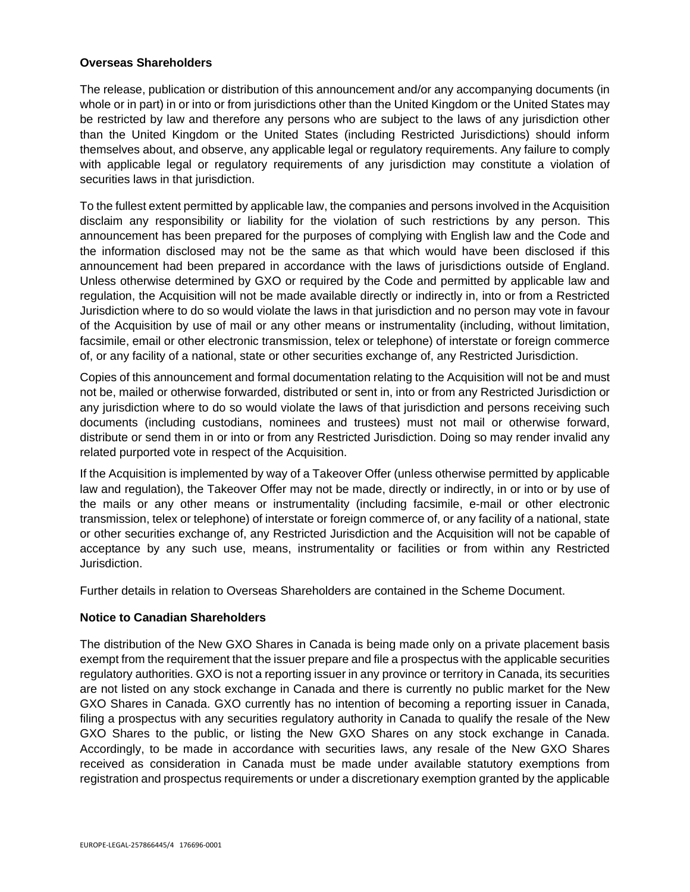**Overseas Shareholders**

The release, publication or distribution of this announcement and/or any accompanying documents (in whole or in part) in or into or from jurisdictions other than the United Kingdom or the United States may be restricted by law and therefore any persons who are subject to the laws of any jurisdiction other than the United Kingdom or the United States (including Restricted Jurisdictions) should inform themselves about, and observe, any applicable legal or regulatory requirements. Any failure to comply with applicable legal or regulatory requirements of any jurisdiction may constitute a violation of securities laws in that jurisdiction.

To the fullest extent permitted by applicable law, the companies and persons involved in the Acquisition disclaim any responsibility or liability for the violation of such restrictions by any person. This announcement has been prepared for the purposes of complying with English law and the Code and the information disclosed may not be the same as that which would have been disclosed if this announcement had been prepared in accordance with the laws of jurisdictions outside of England. Unless otherwise determined by GXO or required by the Code and permitted by applicable law and regulation, the Acquisition will not be made available directly or indirectly in, into or from a Restricted Jurisdiction where to do so would violate the laws in that jurisdiction and no person may vote in favour of the Acquisition by use of mail or any other means or instrumentality (including, without limitation, facsimile, email or other electronic transmission, telex or telephone) of interstate or foreign commerce of, or any facility of a national, state or other securities exchange of, any Restricted Jurisdiction.

Copies of this announcement and formal documentation relating to the Acquisition will not be and must not be, mailed or otherwise forwarded, distributed or sent in, into or from any Restricted Jurisdiction or any jurisdiction where to do so would violate the laws of that jurisdiction and persons receiving such documents (including custodians, nominees and trustees) must not mail or otherwise forward, distribute or send them in or into or from any Restricted Jurisdiction. Doing so may render invalid any related purported vote in respect of the Acquisition.

If the Acquisition is implemented by way of a Takeover Offer (unless otherwise permitted by applicable law and regulation), the Takeover Offer may not be made, directly or indirectly, in or into or by use of the mails or any other means or instrumentality (including facsimile, e-mail or other electronic transmission, telex or telephone) of interstate or foreign commerce of, or any facility of a national, state or other securities exchange of, any Restricted Jurisdiction and the Acquisition will not be capable of acceptance by any such use, means, instrumentality or facilities or from within any Restricted Jurisdiction.

Further details in relation to Overseas Shareholders are contained in the Scheme Document.

**Notice to Canadian Shareholders**

The distribution of the New GXO Shares in Canada is being made only on a private placement basis exempt from the requirement that the issuer prepare and file a prospectus with the applicable securities regulatory authorities. GXO is not a reporting issuer in any province or territory in Canada, its securities are not listed on any stock exchange in Canada and there is currently no public market for the New GXO Shares in Canada. GXO currently has no intention of becoming a reporting issuer in Canada, filing a prospectus with any securities regulatory authority in Canada to qualify the resale of the New GXO Shares to the public, or listing the New GXO Shares on any stock exchange in Canada. Accordingly, to be made in accordance with securities laws, any resale of the New GXO Shares received as consideration in Canada must be made under available statutory exemptions from registration and prospectus requirements or under a discretionary exemption granted by the applicable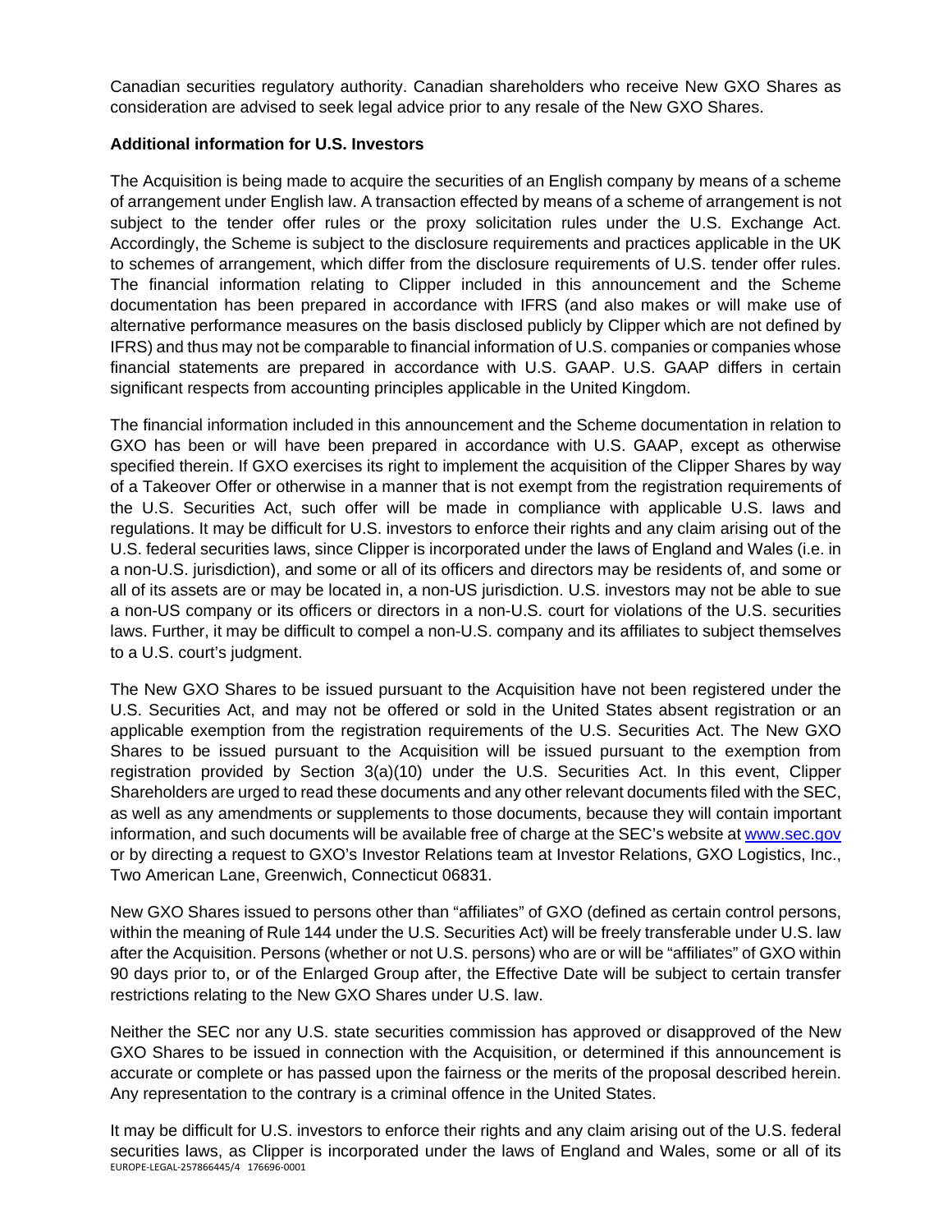Canadian securities regulatory authority. Canadian shareholders who receive New GXO Shares as consideration are advised to seek legal advice prior to any resale of the New GXO Shares.

**Additional information for U.S. Investors**

The Acquisition is being made to acquire the securities of an English company by means of a scheme of arrangement under English law. A transaction effected by means of a scheme of arrangement is not subject to the tender offer rules or the proxy solicitation rules under the U.S. Exchange Act. Accordingly, the Scheme is subject to the disclosure requirements and practices applicable in the UK to schemes of arrangement, which differ from the disclosure requirements of U.S. tender offer rules. The financial information relating to Clipper included in this announcement and the Scheme documentation has been prepared in accordance with IFRS (and also makes or will make use of alternative performance measures on the basis disclosed publicly by Clipper which are not defined by IFRS) and thus may not be comparable to financial information of U.S. companies or companies whose financial statements are prepared in accordance with U.S. GAAP. U.S. GAAP differs in certain significant respects from accounting principles applicable in the United Kingdom.

The financial information included in this announcement and the Scheme documentation in relation to GXO has been or will have been prepared in accordance with U.S. GAAP, except as otherwise specified therein. If GXO exercises its right to implement the acquisition of the Clipper Shares by way of a Takeover Offer or otherwise in a manner that is not exempt from the registration requirements of the U.S. Securities Act, such offer will be made in compliance with applicable U.S. laws and regulations. It may be difficult for U.S. investors to enforce their rights and any claim arising out of the U.S. federal securities laws, since Clipper is incorporated under the laws of England and Wales (i.e. in a non-U.S. jurisdiction), and some or all of its officers and directors may be residents of, and some or all of its assets are or may be located in, a non-US jurisdiction. U.S. investors may not be able to sue a non-US company or its officers or directors in a non-U.S. court for violations of the U.S. securities laws. Further, it may be difficult to compel a non-U.S. company and its affiliates to subject themselves to a U.S. court's judgment.

The New GXO Shares to be issued pursuant to the Acquisition have not been registered under the U.S. Securities Act, and may not be offered or sold in the United States absent registration or an applicable exemption from the registration requirements of the U.S. Securities Act. The New GXO Shares to be issued pursuant to the Acquisition will be issued pursuant to the exemption from registration provided by Section 3(a)(10) under the U.S. Securities Act. In this event, Clipper Shareholders are urged to read these documents and any other relevant documents filed with the SEC, as well as any amendments or supplements to those documents, because they will contain important information, and such documents will be available free of charge at the SEC's website at www.sec.gov or by directing a request to GXO's Investor Relations team at Investor Relations, GXO Logistics, Inc., Two American Lane, Greenwich, Connecticut 06831.

New GXO Shares issued to persons other than "affiliates" of GXO (defined as certain control persons, within the meaning of Rule 144 under the U.S. Securities Act) will be freely transferable under U.S. law after the Acquisition. Persons (whether or not U.S. persons) who are or will be "affiliates" of GXO within 90 days prior to, or of the Enlarged Group after, the Effective Date will be subject to certain transfer restrictions relating to the New GXO Shares under U.S. law.

Neither the SEC nor any U.S. state securities commission has approved or disapproved of the New GXO Shares to be issued in connection with the Acquisition, or determined if this announcement is accurate or complete or has passed upon the fairness or the merits of the proposal described herein. Any representation to the contrary is a criminal offence in the United States.

It may be difficult for U.S. investors to enforce their rights and any claim arising out of the U.S. federal securities laws, as Clipper is incorporated under the laws of England and Wales, some or all of its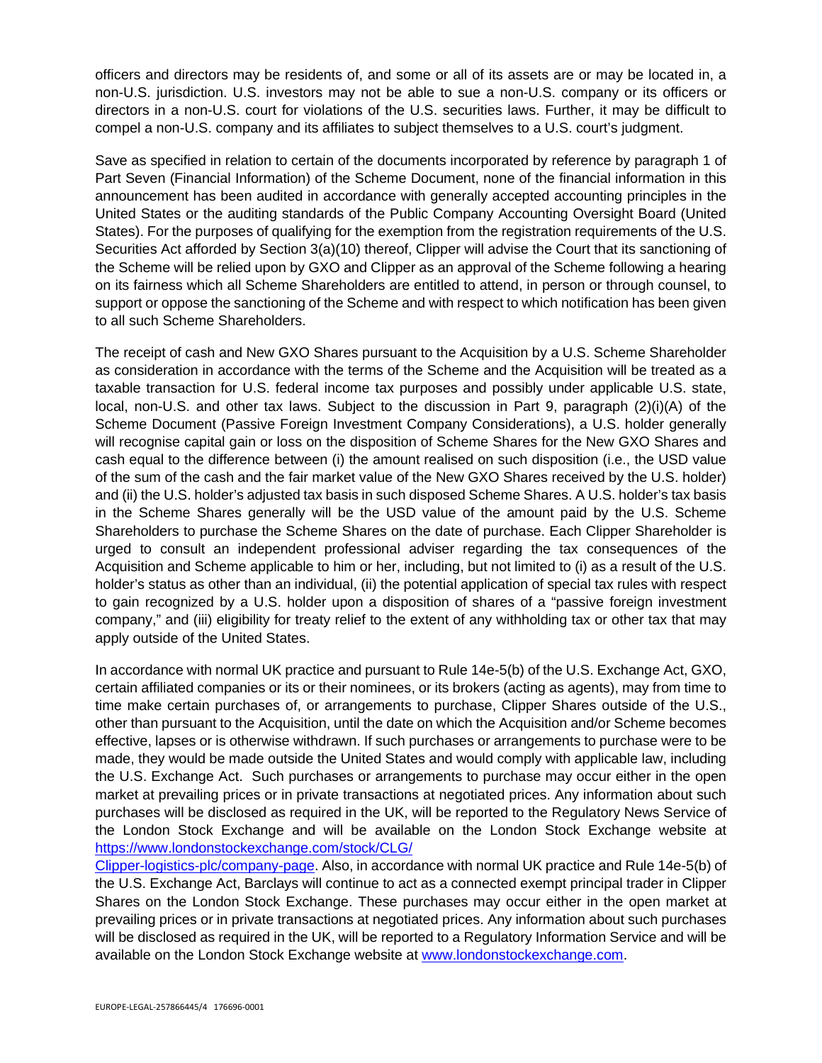officers and directors may be residents of, and some or all of its assets are or may be located in, a non-U.S. jurisdiction. U.S. investors may not be able to sue a non-U.S. company or its officers or directors in a non-U.S. court for violations of the U.S. securities laws. Further, it may be difficult to compel a non-U.S. company and its affiliates to subject themselves to a U.S. court's judgment.

Save as specified in relation to certain of the documents incorporated by reference by paragraph 1 of Part Seven (Financial Information) of the Scheme Document, none of the financial information in this announcement has been audited in accordance with generally accepted accounting principles in the United States or the auditing standards of the Public Company Accounting Oversight Board (United States). For the purposes of qualifying for the exemption from the registration requirements of the U.S. Securities Act afforded by Section 3(a)(10) thereof, Clipper will advise the Court that its sanctioning of the Scheme will be relied upon by GXO and Clipper as an approval of the Scheme following a hearing on its fairness which all Scheme Shareholders are entitled to attend, in person or through counsel, to support or oppose the sanctioning of the Scheme and with respect to which notification has been given to all such Scheme Shareholders.

The receipt of cash and New GXO Shares pursuant to the Acquisition by a U.S. Scheme Shareholder as consideration in accordance with the terms of the Scheme and the Acquisition will be treated as a taxable transaction for U.S. federal income tax purposes and possibly under applicable U.S. state, local, non-U.S. and other tax laws. Subject to the discussion in Part 9, paragraph (2)(i)(A) of the Scheme Document (Passive Foreign Investment Company Considerations), a U.S. holder generally will recognise capital gain or loss on the disposition of Scheme Shares for the New GXO Shares and cash equal to the difference between (i) the amount realised on such disposition (i.e., the USD value of the sum of the cash and the fair market value of the New GXO Shares received by the U.S. holder) and (ii) the U.S. holder's adjusted tax basis in such disposed Scheme Shares. A U.S. holder's tax basis in the Scheme Shares generally will be the USD value of the amount paid by the U.S. Scheme Shareholders to purchase the Scheme Shares on the date of purchase. Each Clipper Shareholder is urged to consult an independent professional adviser regarding the tax consequences of the Acquisition and Scheme applicable to him or her, including, but not limited to (i) as a result of the U.S. holder's status as other than an individual, (ii) the potential application of special tax rules with respect to gain recognized by a U.S. holder upon a disposition of shares of a "passive foreign investment company," and (iii) eligibility for treaty relief to the extent of any withholding tax or other tax that may apply outside of the United States.

In accordance with normal UK practice and pursuant to Rule 14e-5(b) of the U.S. Exchange Act, GXO, certain affiliated companies or its or their nominees, or its brokers (acting as agents), may from time to time make certain purchases of, or arrangements to purchase, Clipper Shares outside of the U.S., other than pursuant to the Acquisition, until the date on which the Acquisition and/or Scheme becomes effective, lapses or is otherwise withdrawn. If such purchases or arrangements to purchase were to be made, they would be made outside the United States and would comply with applicable law, including the U.S. Exchange Act. Such purchases or arrangements to purchase may occur either in the open market at prevailing prices or in private transactions at negotiated prices. Any information about such purchases will be disclosed as required in the UK, will be reported to the Regulatory News Service of the London Stock Exchange and will be available on the London Stock Exchange website at [https://www.londonstockexchange.com/stock/CLG/Clipper-logistics-plc/company-page](https://www.londonstockexchange.com/stock/CLG/Clipper-logistics-plc/company-page). Also, in accordance with normal UK practice and Rule 14e-5(b) of the U.S. Exchange Act, Barclays will continue to act as a connected exempt principal trader in Clipper Shares on the London Stock Exchange. These purchases may occur either in the open market at prevailing prices or in private transactions at negotiated prices. Any information about such purchases will be disclosed as required in the UK, will be reported to a Regulatory Information Service and will be available on the London Stock Exchange website at [www.londonstockexchange.com](www.londonstockexchange.com).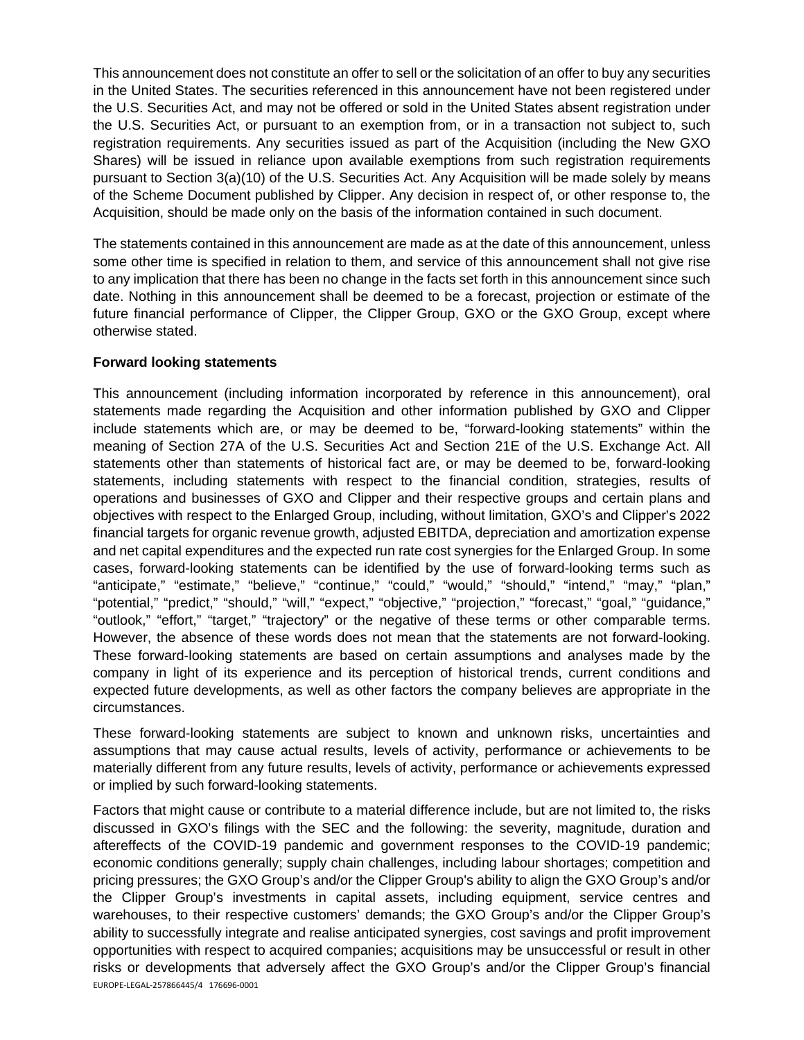This announcement does not constitute an offer to sell or the solicitation of an offer to buy any securities in the United States. The securities referenced in this announcement have not been registered under the U.S. Securities Act, and may not be offered or sold in the United States absent registration under the U.S. Securities Act, or pursuant to an exemption from, or in a transaction not subject to, such registration requirements. Any securities issued as part of the Acquisition (including the New GXO Shares) will be issued in reliance upon available exemptions from such registration requirements pursuant to Section 3(a)(10) of the U.S. Securities Act. Any Acquisition will be made solely by means of the Scheme Document published by Clipper. Any decision in respect of, or other response to, the Acquisition, should be made only on the basis of the information contained in such document.

The statements contained in this announcement are made as at the date of this announcement, unless some other time is specified in relation to them, and service of this announcement shall not give rise to any implication that there has been no change in the facts set forth in this announcement since such date. Nothing in this announcement shall be deemed to be a forecast, projection or estimate of the future financial performance of Clipper, the Clipper Group, GXO or the GXO Group, except where otherwise stated.

**Forward looking statements**

This announcement (including information incorporated by reference in this announcement), oral statements made regarding the Acquisition and other information published by GXO and Clipper include statements which are, or may be deemed to be, "forward-looking statements" within the meaning of Section 27A of the U.S. Securities Act and Section 21E of the U.S. Exchange Act. All statements other than statements of historical fact are, or may be deemed to be, forward-looking statements, including statements with respect to the financial condition, strategies, results of operations and businesses of GXO and Clipper and their respective groups and certain plans and objectives with respect to the Enlarged Group, including, without limitation, GXO's and Clipper's 2022 financial targets for organic revenue growth, adjusted EBITDA, depreciation and amortization expense and net capital expenditures and the expected run rate cost synergies for the Enlarged Group. In some cases, forward-looking statements can be identified by the use of forward-looking terms such as "anticipate," "estimate," "believe," "continue," "could," "would," "should," "intend," "may," "plan," "potential," "predict," "should," "will," "expect," "objective," "projection," "forecast," "goal," "guidance," "outlook," "effort," "target," "trajectory" or the negative of these terms or other comparable terms. However, the absence of these words does not mean that the statements are not forward-looking. These forward-looking statements are based on certain assumptions and analyses made by the company in light of its experience and its perception of historical trends, current conditions and expected future developments, as well as other factors the company believes are appropriate in the circumstances.

These forward-looking statements are subject to known and unknown risks, uncertainties and assumptions that may cause actual results, levels of activity, performance or achievements to be materially different from any future results, levels of activity, performance or achievements expressed or implied by such forward-looking statements.

Factors that might cause or contribute to a material difference include, but are not limited to, the risks discussed in GXO's filings with the SEC and the following: the severity, magnitude, duration and aftereffects of the COVID-19 pandemic and government responses to the COVID-19 pandemic; economic conditions generally; supply chain challenges, including labour shortages; competition and pricing pressures; the GXO Group's and/or the Clipper Group's ability to align the GXO Group's and/or the Clipper Group's investments in capital assets, including equipment, service centres and warehouses, to their respective customers' demands; the GXO Group's and/or the Clipper Group's ability to successfully integrate and realise anticipated synergies, cost savings and profit improvement opportunities with respect to acquired companies; acquisitions may be unsuccessful or result in other risks or developments that adversely affect the GXO Group's and/or the Clipper Group's financial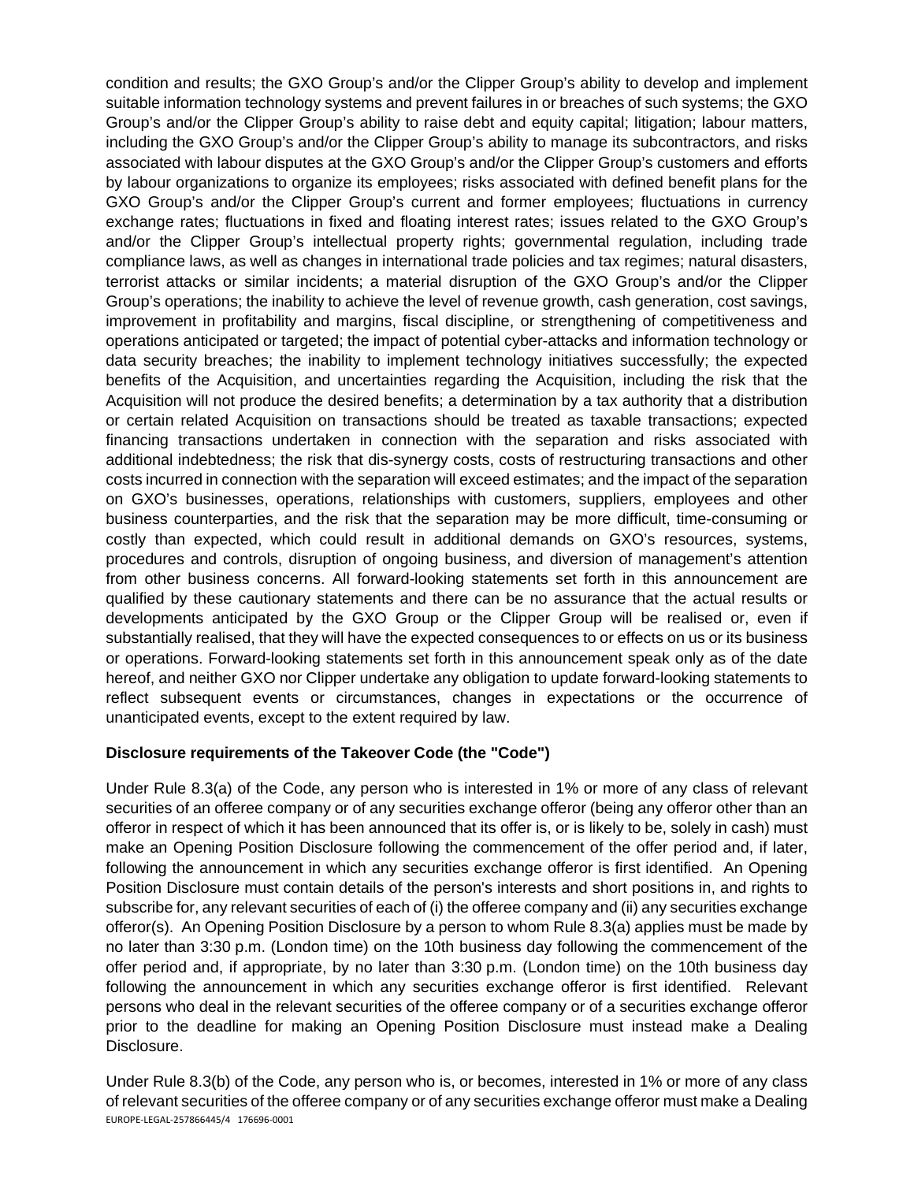condition and results; the GXO Group's and/or the Clipper Group's ability to develop and implement suitable information technology systems and prevent failures in or breaches of such systems; the GXO Group's and/or the Clipper Group's ability to raise debt and equity capital; litigation; labour matters, including the GXO Group's and/or the Clipper Group's ability to manage its subcontractors, and risks associated with labour disputes at the GXO Group's and/or the Clipper Group's customers and efforts by labour organizations to organize its employees; risks associated with defined benefit plans for the GXO Group's and/or the Clipper Group's current and former employees; fluctuations in currency exchange rates; fluctuations in fixed and floating interest rates; issues related to the GXO Group's and/or the Clipper Group's intellectual property rights; governmental regulation, including trade compliance laws, as well as changes in international trade policies and tax regimes; natural disasters, terrorist attacks or similar incidents; a material disruption of the GXO Group's and/or the Clipper Group's operations; the inability to achieve the level of revenue growth, cash generation, cost savings, improvement in profitability and margins, fiscal discipline, or strengthening of competitiveness and operations anticipated or targeted; the impact of potential cyber-attacks and information technology or data security breaches; the inability to implement technology initiatives successfully; the expected benefits of the Acquisition, and uncertainties regarding the Acquisition, including the risk that the Acquisition will not produce the desired benefits; a determination by a tax authority that a distribution or certain related Acquisition on transactions should be treated as taxable transactions; expected financing transactions undertaken in connection with the separation and risks associated with additional indebtedness; the risk that dis-synergy costs, costs of restructuring transactions and other costs incurred in connection with the separation will exceed estimates; and the impact of the separation on GXO's businesses, operations, relationships with customers, suppliers, employees and other business counterparties, and the risk that the separation may be more difficult, time-consuming or costly than expected, which could result in additional demands on GXO's resources, systems, procedures and controls, disruption of ongoing business, and diversion of management's attention from other business concerns. All forward-looking statements set forth in this announcement are qualified by these cautionary statements and there can be no assurance that the actual results or developments anticipated by the GXO Group or the Clipper Group will be realised or, even if substantially realised, that they will have the expected consequences to or effects on us or its business or operations. Forward-looking statements set forth in this announcement speak only as of the date hereof, and neither GXO nor Clipper undertake any obligation to update forward-looking statements to reflect subsequent events or circumstances, changes in expectations or the occurrence of unanticipated events, except to the extent required by law.

**Disclosure requirements of the Takeover Code (the "Code")**

Under Rule 8.3(a) of the Code, any person who is interested in 1% or more of any class of relevant securities of an offeree company or of any securities exchange offeror (being any offeror other than an offeror in respect of which it has been announced that its offer is, or is likely to be, solely in cash) must make an Opening Position Disclosure following the commencement of the offer period and, if later, following the announcement in which any securities exchange offeror is first identified. An Opening Position Disclosure must contain details of the person's interests and short positions in, and rights to subscribe for, any relevant securities of each of (i) the offeree company and (ii) any securities exchange offeror(s). An Opening Position Disclosure by a person to whom Rule 8.3(a) applies must be made by no later than 3:30 p.m. (London time) on the 10th business day following the commencement of the offer period and, if appropriate, by no later than 3:30 p.m. (London time) on the 10th business day following the announcement in which any securities exchange offeror is first identified. Relevant persons who deal in the relevant securities of the offeree company or of a securities exchange offeror prior to the deadline for making an Opening Position Disclosure must instead make a Dealing Disclosure.

Under Rule 8.3(b) of the Code, any person who is, or becomes, interested in 1% or more of any class of relevant securities of the offeree company or of any securities exchange offeror must make a Dealing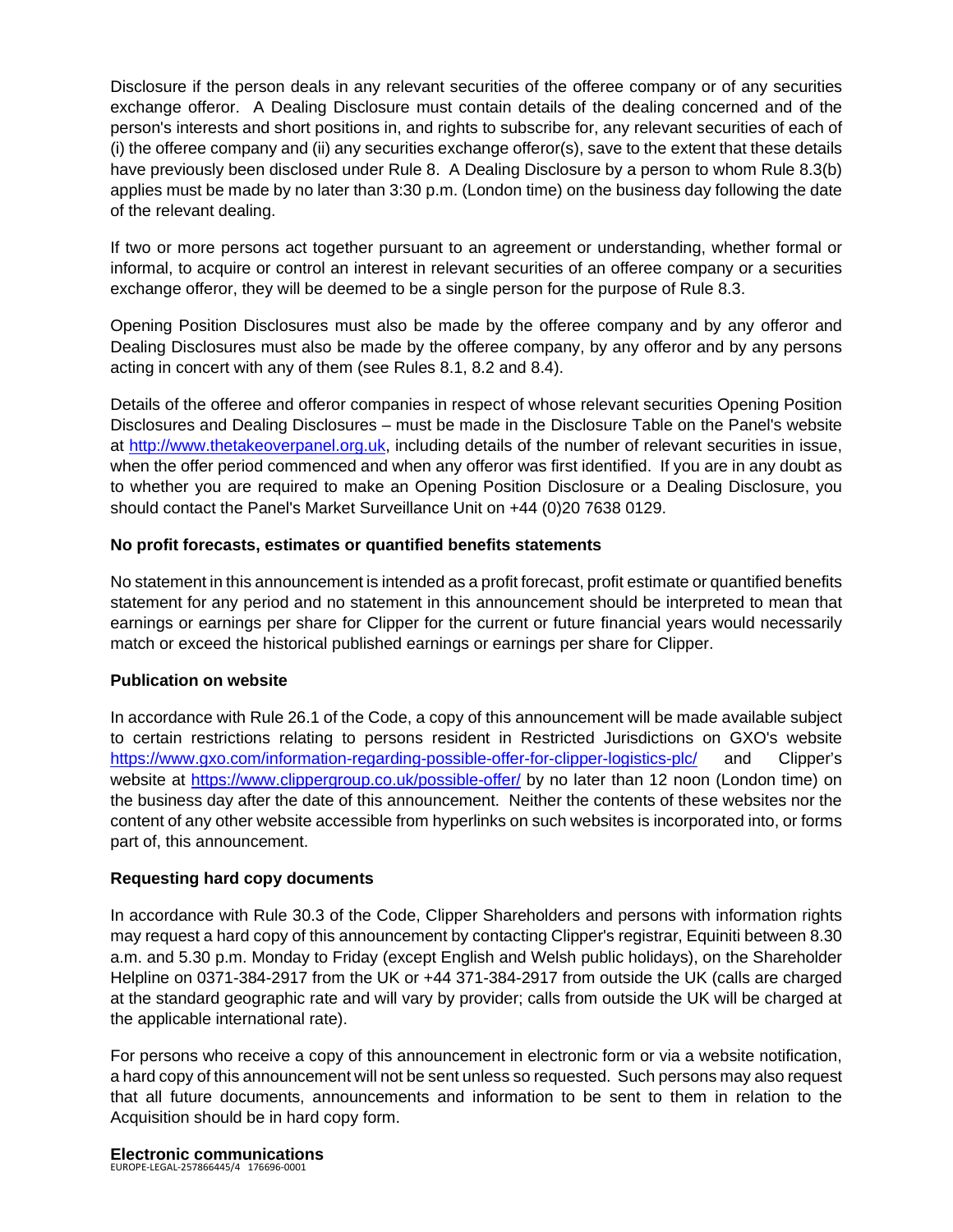Disclosure if the person deals in any relevant securities of the offeree company or of any securities exchange offeror. A Dealing Disclosure must contain details of the dealing concerned and of the person's interests and short positions in, and rights to subscribe for, any relevant securities of each of (i) the offeree company and (ii) any securities exchange offeror(s), save to the extent that these details have previously been disclosed under Rule 8. A Dealing Disclosure by a person to whom Rule 8.3(b) applies must be made by no later than 3:30 p.m. (London time) on the business day following the date of the relevant dealing.

If two or more persons act together pursuant to an agreement or understanding, whether formal or informal, to acquire or control an interest in relevant securities of an offeree company or a securities exchange offeror, they will be deemed to be a single person for the purpose of Rule 8.3.

Opening Position Disclosures must also be made by the offeree company and by any offeror and Dealing Disclosures must also be made by the offeree company, by any offeror and by any persons acting in concert with any of them (see Rules 8.1, 8.2 and 8.4).

Details of the offeree and offeror companies in respect of whose relevant securities Opening Position Disclosures and Dealing Disclosures – must be made in the Disclosure Table on the Panel's website at http://www.thetakeoverpanel.org.uk, including details of the number of relevant securities in issue, when the offer period commenced and when any offeror was first identified. If you are in any doubt as to whether you are required to make an Opening Position Disclosure or a Dealing Disclosure, you should contact the Panel's Market Surveillance Unit on +44 (0)20 7638 0129.

**No profit forecasts, estimates or quantified benefits statements**

No statement in this announcement is intended as a profit forecast, profit estimate or quantified benefits statement for any period and no statement in this announcement should be interpreted to mean that earnings or earnings per share for Clipper for the current or future financial years would necessarily match or exceed the historical published earnings or earnings per share for Clipper.

**Publication on website**

In accordance with Rule 26.1 of the Code, a copy of this announcement will be made available subject to certain restrictions relating to persons resident in Restricted Jurisdictions on GXO's website https://www.gxo.com/information-regarding-possible-offer-for-clipper-logistics-plc/ and Clipper's website at https://www.clippergroup.co.uk/possible-offer/ by no later than 12 noon (London time) on the business day after the date of this announcement. Neither the contents of these websites nor the content of any other website accessible from hyperlinks on such websites is incorporated into, or forms part of, this announcement.

**Requesting hard copy documents**

In accordance with Rule 30.3 of the Code, Clipper Shareholders and persons with information rights may request a hard copy of this announcement by contacting Clipper's registrar, Equiniti between 8.30 a.m. and 5.30 p.m. Monday to Friday (except English and Welsh public holidays), on the Shareholder Helpline on 0371-384-2917 from the UK or +44 371-384-2917 from outside the UK (calls are charged at the standard geographic rate and will vary by provider; calls from outside the UK will be charged at the applicable international rate).

For persons who receive a copy of this announcement in electronic form or via a website notification, a hard copy of this announcement will not be sent unless so requested. Such persons may also request that all future documents, announcements and information to be sent to them in relation to the Acquisition should be in hard copy form.

**Electronic communications**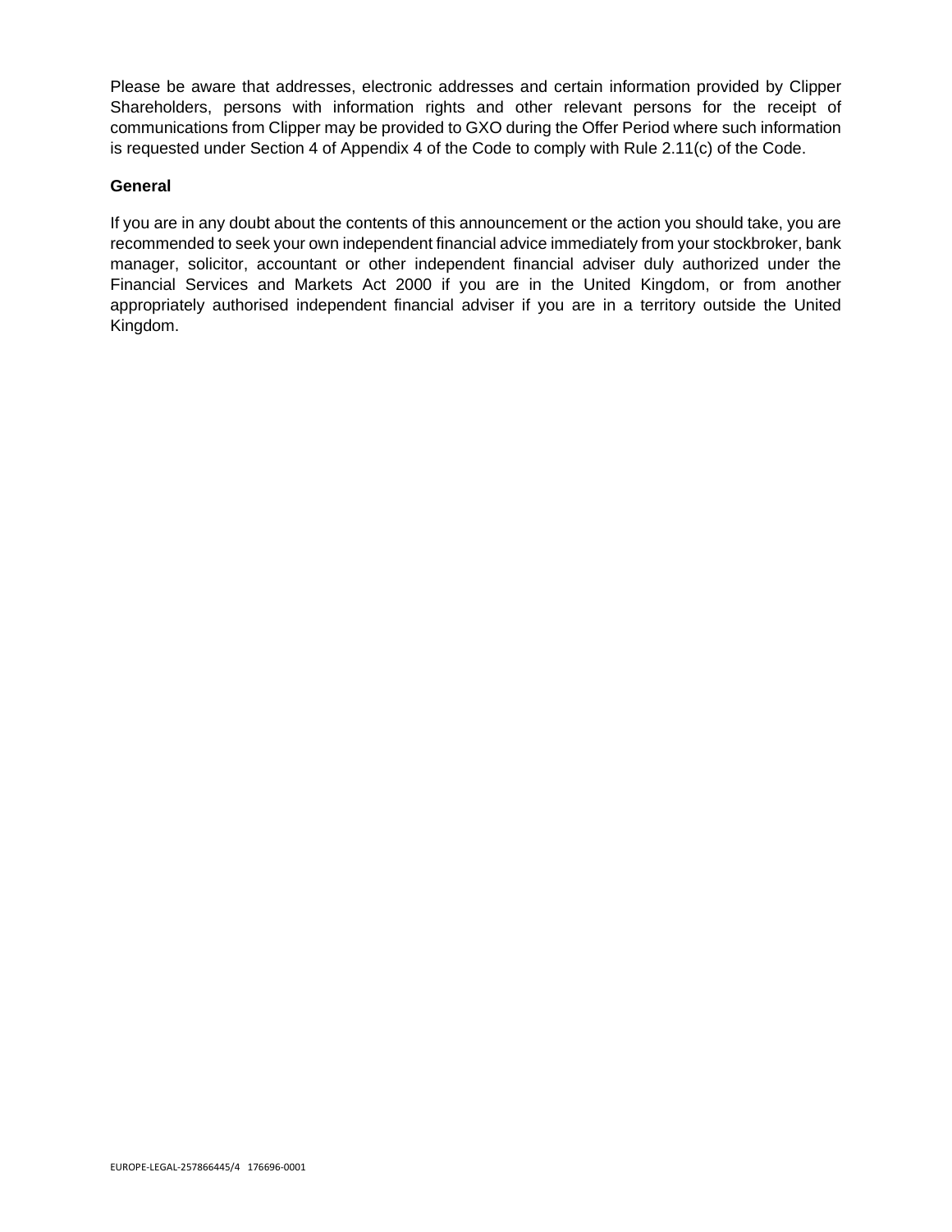Please be aware that addresses, electronic addresses and certain information provided by Clipper Shareholders, persons with information rights and other relevant persons for the receipt of communications from Clipper may be provided to GXO during the Offer Period where such information is requested under Section 4 of Appendix 4 of the Code to comply with Rule 2.11(c) of the Code.

**General**

If you are in any doubt about the contents of this announcement or the action you should take, you are recommended to seek your own independent financial advice immediately from your stockbroker, bank manager, solicitor, accountant or other independent financial adviser duly authorized under the Financial Services and Markets Act 2000 if you are in the United Kingdom, or from another appropriately authorised independent financial adviser if you are in a territory outside the United Kingdom.